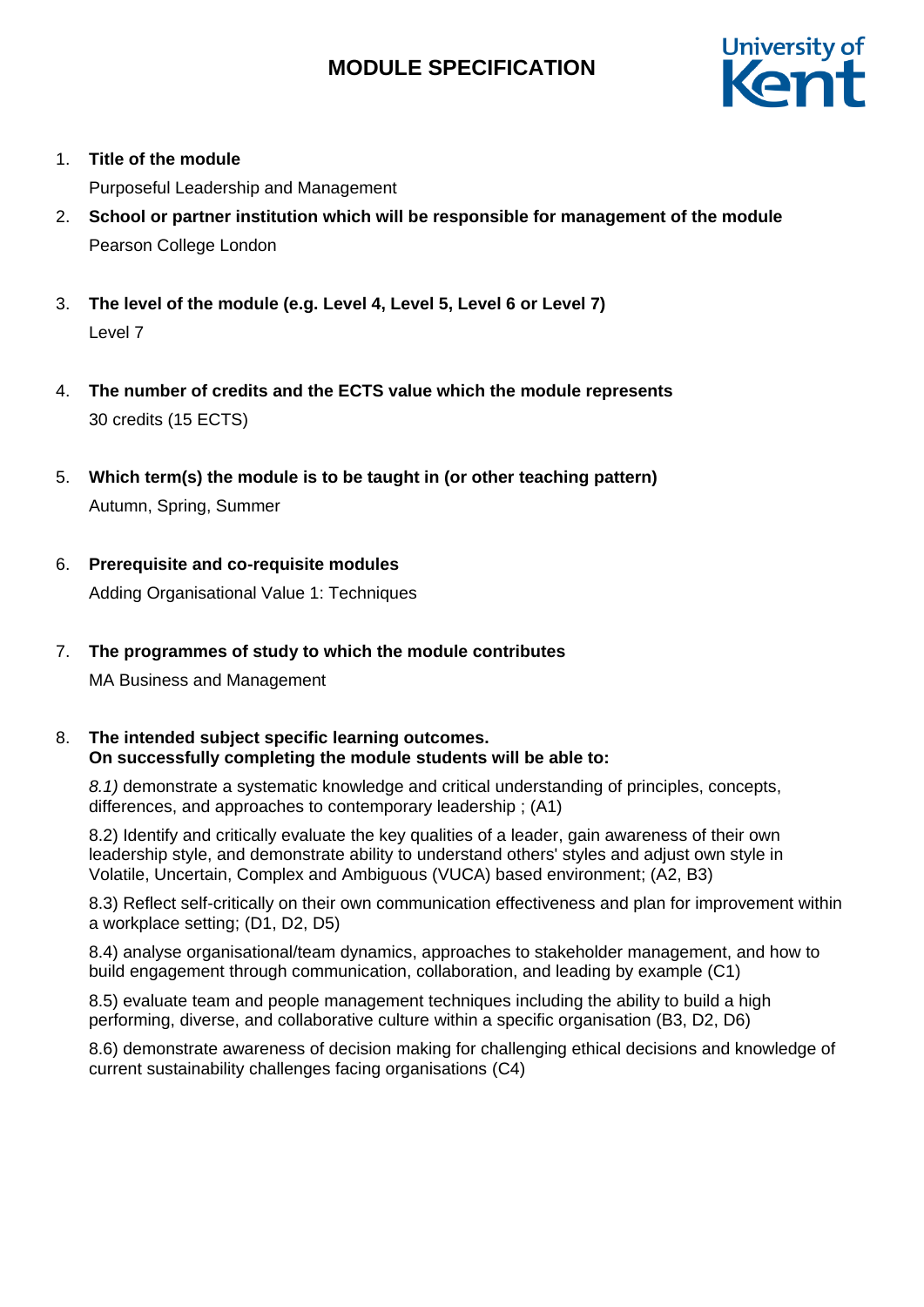# MODULE SPECIFICATION

1. **Title of the module**

   Purposeful Leadership and Management

2. **School or partner institution which will be responsible for management of the module**

   Pearson College London

3. **The level of the module (e.g. Level 4, Level 5, Level 6 or Level 7)**

   Level 7

4. **The number of credits and the ECTS value which the module represents**

   30 credits (15 ECTS)

5. **Which term(s) the module is to be taught in (or other teaching pattern)**

   Autumn, Spring, Summer

6. **Prerequisite and co-requisite modules**

   Adding Organisational Value 1: Techniques

7. **The programmes of study to which the module contributes**

   MA Business and Management

8. **The intended subject specific learning outcomes.**
   **On successfully completing the module students will be able to:**

   *8.1)* demonstrate a systematic knowledge and critical understanding of principles, concepts, differences, and approaches to contemporary leadership ; (A1)

   8.2) Identify and critically evaluate the key qualities of a leader, gain awareness of their own leadership style, and demonstrate ability to understand others' styles and adjust own style in Volatile, Uncertain, Complex and Ambiguous (VUCA) based environment; (A2, B3)

   8.3) Reflect self-critically on their own communication effectiveness and plan for improvement within a workplace setting; (D1, D2, D5)

   8.4) analyse organisational/team dynamics, approaches to stakeholder management, and how to build engagement through communication, collaboration, and leading by example (C1)

   8.5) evaluate team and people management techniques including the ability to build a high performing, diverse, and collaborative culture within a specific organisation (B3, D2, D6)

   8.6) demonstrate awareness of decision making for challenging ethical decisions and knowledge of current sustainability challenges facing organisations (C4)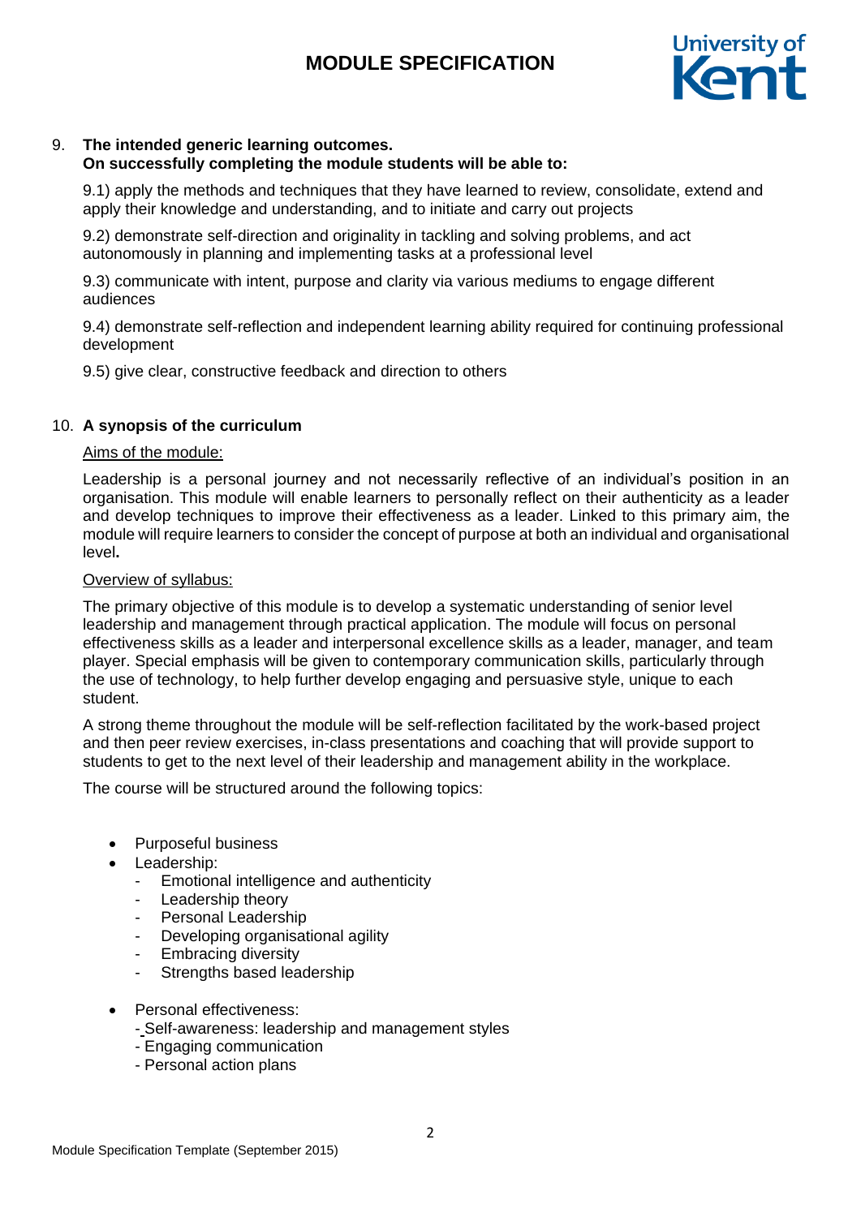9. **The intended generic learning outcomes.**
   **On successfully completing the module students will be able to:**

   9.1) apply the methods and techniques that they have learned to review, consolidate, extend and apply their knowledge and understanding, and to initiate and carry out projects

   9.2) demonstrate self-direction and originality in tackling and solving problems, and act autonomously in planning and implementing tasks at a professional level

   9.3) communicate with intent, purpose and clarity via various mediums to engage different audiences

   9.4) demonstrate self-reflection and independent learning ability required for continuing professional development

   9.5) give clear, constructive feedback and direction to others

10. **A synopsis of the curriculum**

   Aims of the module:

   Leadership is a personal journey and not necessarily reflective of an individual's position in an organisation. This module will enable learners to personally reflect on their authenticity as a leader and develop techniques to improve their effectiveness as a leader. Linked to this primary aim, the module will require learners to consider the concept of purpose at both an individual and organisational level**.**

   Overview of syllabus:

   The primary objective of this module is to develop a systematic understanding of senior level leadership and management through practical application. The module will focus on personal effectiveness skills as a leader and interpersonal excellence skills as a leader, manager, and team player. Special emphasis will be given to contemporary communication skills, particularly through the use of technology, to help further develop engaging and persuasive style, unique to each student.

   A strong theme throughout the module will be self-reflection facilitated by the work-based project and then peer review exercises, in-class presentations and coaching that will provide support to students to get to the next level of their leadership and management ability in the workplace.

   The course will be structured around the following topics:

   - Purposeful business
   - Leadership:
     - Emotional intelligence and authenticity
     - Leadership theory
     - Personal Leadership
     - Developing organisational agility
     - Embracing diversity
     - Strengths based leadership
   - Personal effectiveness:
     - Self-awareness: leadership and management styles
     - Engaging communication
     - Personal action plans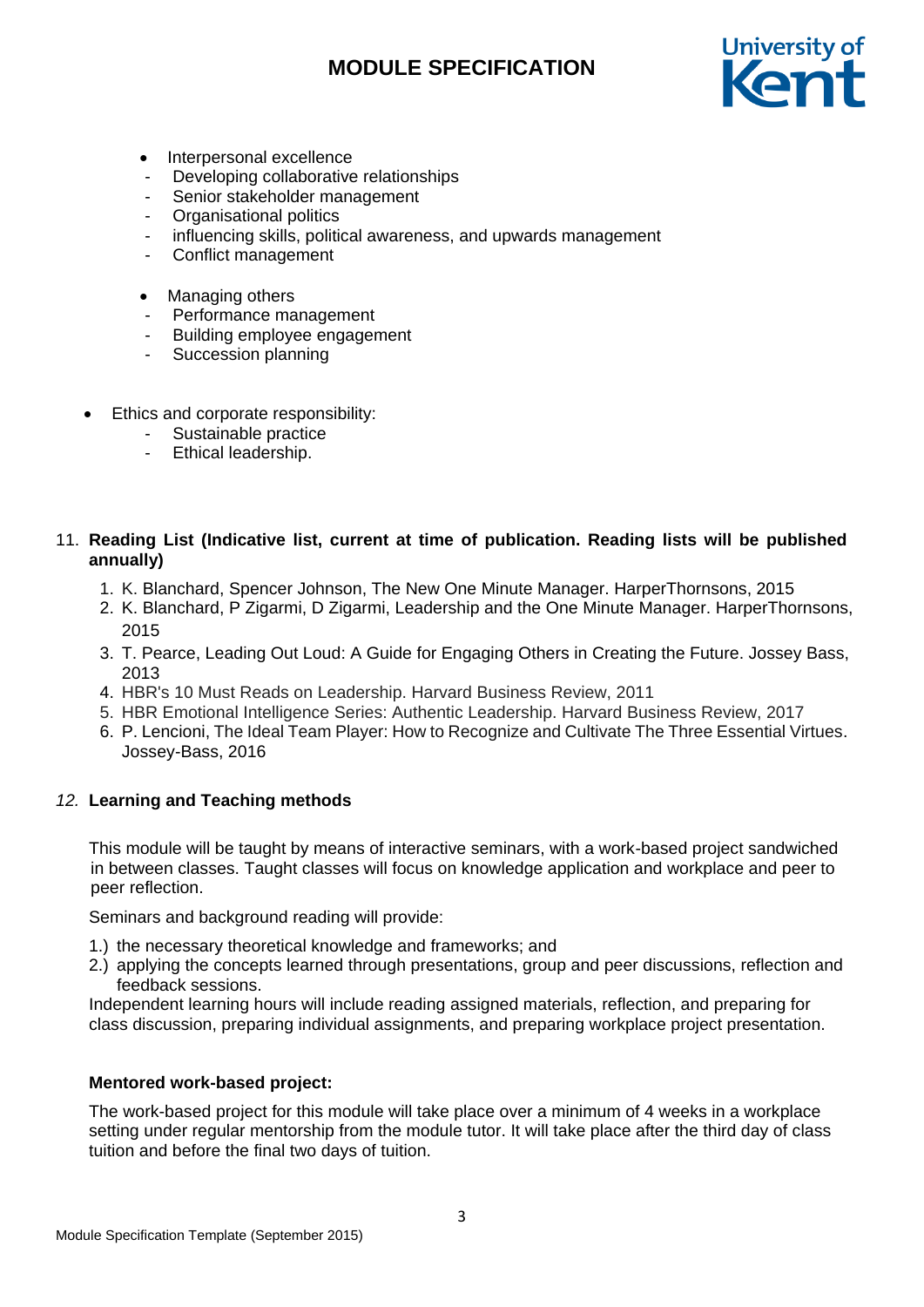- Interpersonal excellence
  - Developing collaborative relationships
  - Senior stakeholder management
  - Organisational politics
  - influencing skills, political awareness, and upwards management
  - Conflict management

- Managing others
  - Performance management
  - Building employee engagement
  - Succession planning

- Ethics and corporate responsibility:
  - Sustainable practice
  - Ethical leadership.

## 11. Reading List (Indicative list, current at time of publication. Reading lists will be published annually)

1. K. Blanchard, Spencer Johnson, The New One Minute Manager. HarperThornsons, 2015
2. K. Blanchard, P Zigarmi, D Zigarmi, Leadership and the One Minute Manager. HarperThornsons, 2015
3. T. Pearce, Leading Out Loud: A Guide for Engaging Others in Creating the Future. Jossey Bass, 2013
4. HBR's 10 Must Reads on Leadership. Harvard Business Review, 2011
5. HBR Emotional Intelligence Series: Authentic Leadership. Harvard Business Review, 2017
6. P. Lencioni, The Ideal Team Player: How to Recognize and Cultivate The Three Essential Virtues. Jossey-Bass, 2016

## *12.* Learning and Teaching methods

This module will be taught by means of interactive seminars, with a work-based project sandwiched in between classes. Taught classes will focus on knowledge application and workplace and peer to peer reflection.

Seminars and background reading will provide:

1.) the necessary theoretical knowledge and frameworks; and
2.) applying the concepts learned through presentations, group and peer discussions, reflection and feedback sessions.

Independent learning hours will include reading assigned materials, reflection, and preparing for class discussion, preparing individual assignments, and preparing workplace project presentation.

**Mentored work-based project:**

The work-based project for this module will take place over a minimum of 4 weeks in a workplace setting under regular mentorship from the module tutor. It will take place after the third day of class tuition and before the final two days of tuition.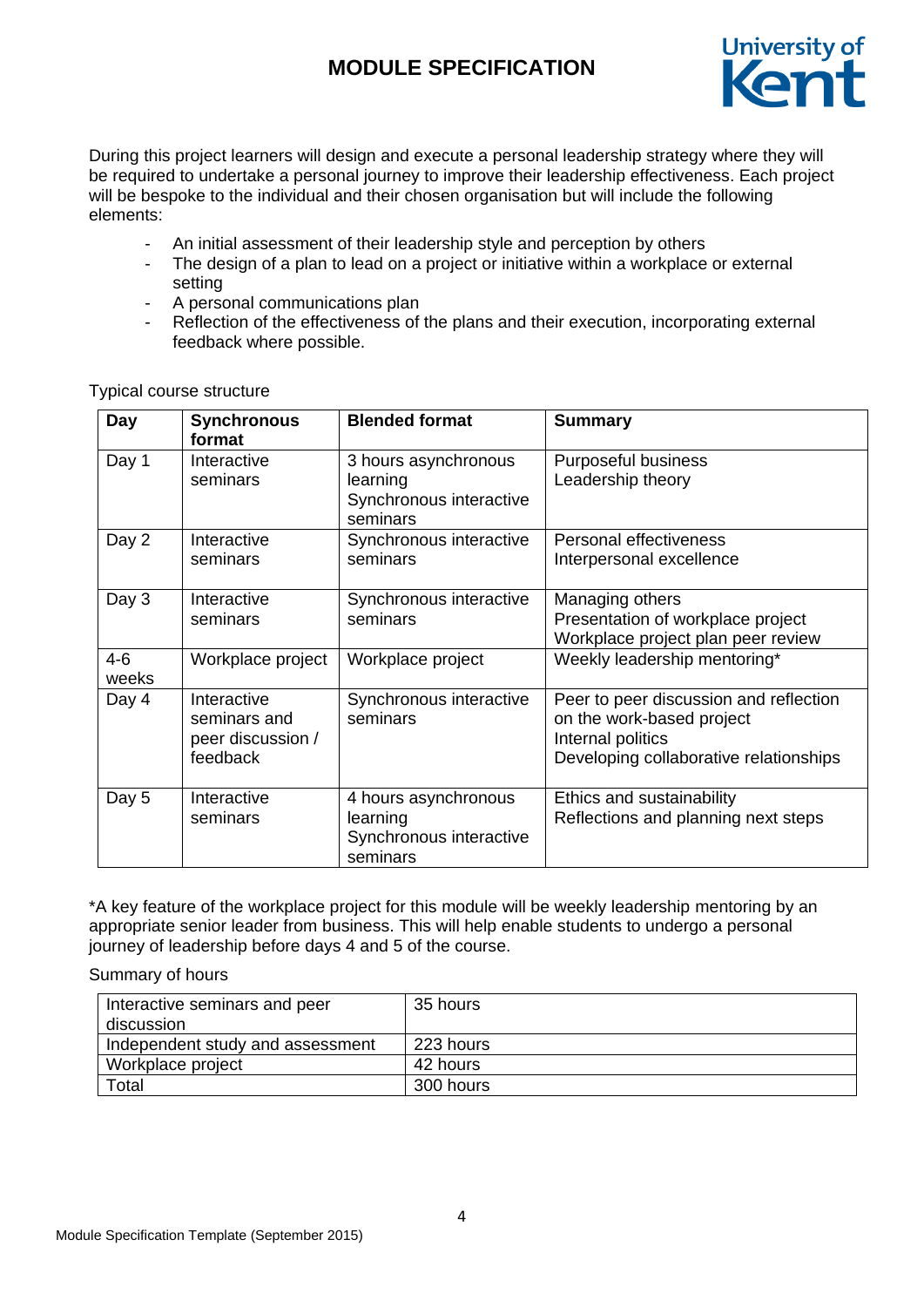During this project learners will design and execute a personal leadership strategy where they will be required to undertake a personal journey to improve their leadership effectiveness. Each project will be bespoke to the individual and their chosen organisation but will include the following elements:

- An initial assessment of their leadership style and perception by others
- The design of a plan to lead on a project or initiative within a workplace or external setting
- A personal communications plan
- Reflection of the effectiveness of the plans and their execution, incorporating external feedback where possible.

Typical course structure

| Day | Synchronous format | Blended format | Summary |
|---|---|---|---|
| Day 1 | Interactive seminars | 3 hours asynchronous learning<br>Synchronous interactive seminars | Purposeful business<br>Leadership theory |
| Day 2 | Interactive seminars | Synchronous interactive seminars | Personal effectiveness<br>Interpersonal excellence |
| Day 3 | Interactive seminars | Synchronous interactive seminars | Managing others<br>Presentation of workplace project<br>Workplace project plan peer review |
| 4-6 weeks | Workplace project | Workplace project | Weekly leadership mentoring* |
| Day 4 | Interactive seminars and peer discussion / feedback | Synchronous interactive seminars | Peer to peer discussion and reflection on the work-based project<br>Internal politics<br>Developing collaborative relationships |
| Day 5 | Interactive seminars | 4 hours asynchronous learning<br>Synchronous interactive seminars | Ethics and sustainability<br>Reflections and planning next steps |

*A key feature of the workplace project for this module will be weekly leadership mentoring by an appropriate senior leader from business. This will help enable students to undergo a personal journey of leadership before days 4 and 5 of the course.

Summary of hours

| | |
|---|---|
| Interactive seminars and peer discussion | 35 hours |
| Independent study and assessment | 223 hours |
| Workplace project | 42 hours |
| Total | 300 hours |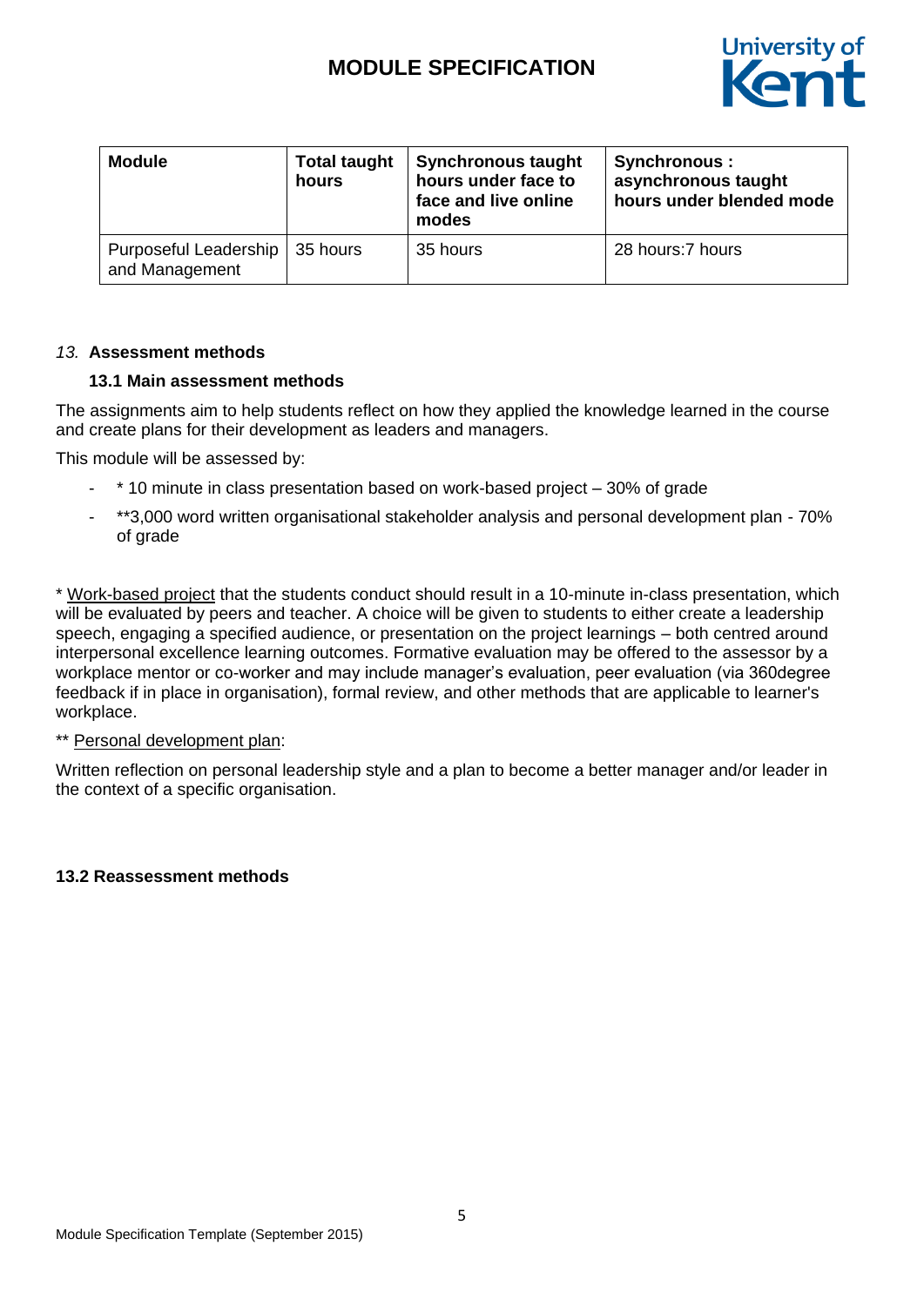| Module | Total taught hours | Synchronous taught hours under face to face and live online modes | Synchronous : asynchronous taught hours under blended mode |
|---|---|---|---|
| Purposeful Leadership and Management | 35 hours | 35 hours | 28 hours:7 hours |

### *13.* Assessment methods

#### 13.1 Main assessment methods

The assignments aim to help students reflect on how they applied the knowledge learned in the course and create plans for their development as leaders and managers.

This module will be assessed by:

- \* 10 minute in class presentation based on work-based project – 30% of grade
- \*\*3,000 word written organisational stakeholder analysis and personal development plan - 70% of grade

\* <u>Work-based project</u> that the students conduct should result in a 10-minute in-class presentation, which will be evaluated by peers and teacher. A choice will be given to students to either create a leadership speech, engaging a specified audience, or presentation on the project learnings – both centred around interpersonal excellence learning outcomes. Formative evaluation may be offered to the assessor by a workplace mentor or co-worker and may include manager's evaluation, peer evaluation (via 360degree feedback if in place in organisation), formal review, and other methods that are applicable to learner's workplace.

\*\* <u>Personal development plan</u>:

Written reflection on personal leadership style and a plan to become a better manager and/or leader in the context of a specific organisation.

#### 13.2 Reassessment methods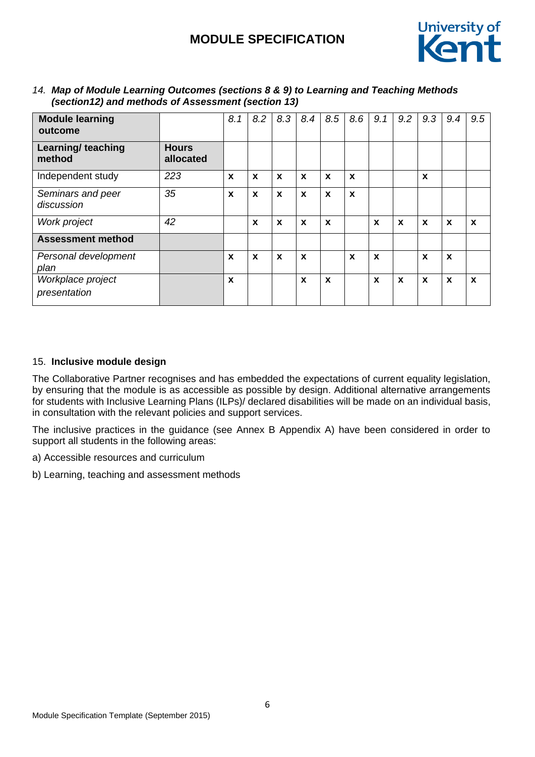*14.* ***Map of Module Learning Outcomes (sections 8 & 9) to Learning and Teaching Methods (section12) and methods of Assessment (section 13)***

| **Module learning outcome** | | *8.1* | *8.2* | *8.3* | *8.4* | *8.5* | *8.6* | *9.1* | *9.2* | *9.3* | *9.4* | *9.5* |
|---|---|---|---|---|---|---|---|---|---|---|---|---|
| **Learning/ teaching method** | **Hours allocated** | | | | | | | | | | | |
| Independent study | *223* | **x** | **x** | **x** | **x** | **x** | **x** | | | **x** | | |
| *Seminars and peer discussion* | *35* | **x** | **x** | **x** | **x** | **x** | **x** | | | | | |
| *Work project* | *42* | | **x** | **x** | **x** | **x** | | **x** | **x** | **x** | **x** | **x** |
| **Assessment method** | | | | | | | | | | | | |
| *Personal development plan* | | **x** | **x** | **x** | **x** | | **x** | **x** | | **x** | **x** | |
| *Workplace project presentation* | | **x** | | | **x** | **x** | | **x** | **x** | **x** | **x** | **x** |

15. **Inclusive module design**

The Collaborative Partner recognises and has embedded the expectations of current equality legislation, by ensuring that the module is as accessible as possible by design. Additional alternative arrangements for students with Inclusive Learning Plans (ILPs)/ declared disabilities will be made on an individual basis, in consultation with the relevant policies and support services.

The inclusive practices in the guidance (see Annex B Appendix A) have been considered in order to support all students in the following areas:

a) Accessible resources and curriculum

b) Learning, teaching and assessment methods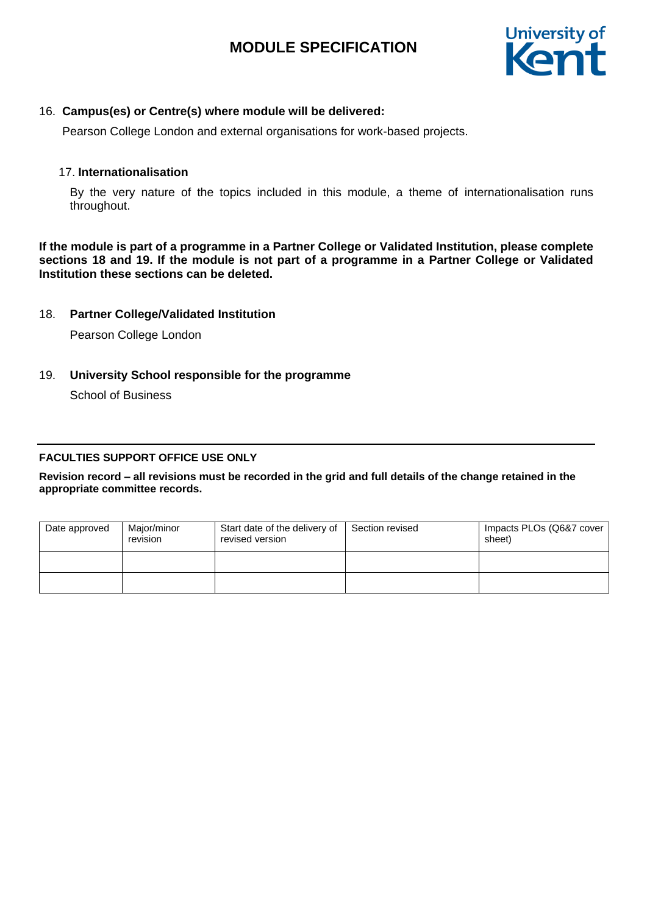16. **Campus(es) or Centre(s) where module will be delivered:**

    Pearson College London and external organisations for work-based projects.

17. **Internationalisation**

    By the very nature of the topics included in this module, a theme of internationalisation runs throughout.

**If the module is part of a programme in a Partner College or Validated Institution, please complete sections 18 and 19. If the module is not part of a programme in a Partner College or Validated Institution these sections can be deleted.**

18. **Partner College/Validated Institution**

    Pearson College London

19. **University School responsible for the programme**

    School of Business

---

**FACULTIES SUPPORT OFFICE USE ONLY**

**Revision record – all revisions must be recorded in the grid and full details of the change retained in the appropriate committee records.**

| Date approved | Major/minor revision | Start date of the delivery of revised version | Section revised | Impacts PLOs (Q6&7 cover sheet) |
|---|---|---|---|---|
| | | | | |
| | | | | |